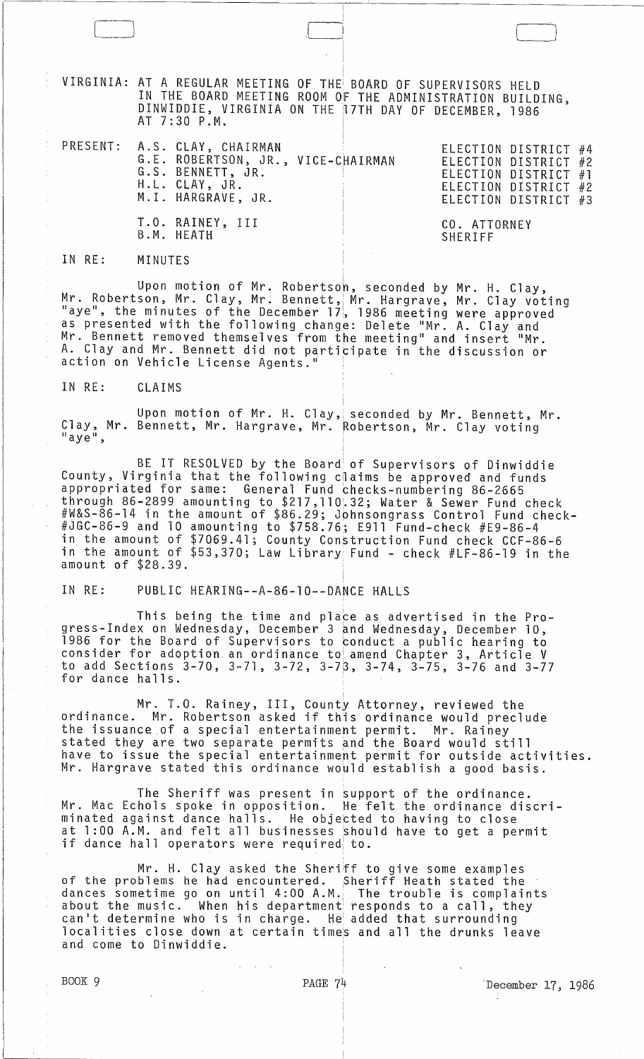VIRGINIA: AT A REGULAR MEETING OF THE BOARD OF SUPERVISORS HELD IN THE BOARD MEETING ROOM OF THE ADMINISTRATION BUILDING, DINWIDDIE, VIRGINIA ON THE 17TH DAY OF DECEMBER, 1986 AT 7:30 P.M.

| PRESENT: | | |
|---|---|---|
| | A.S. CLAY, CHAIRMAN | ELECTION DISTRICT #4 |
| | G.E. ROBERTSON, JR., VICE-CHAIRMAN | ELECTION DISTRICT #2 |
| | G.S. BENNETT, JR. | ELECTION DISTRICT #1 |
| | H.L. CLAY, JR. | ELECTION DISTRICT #2 |
| | M.I. HARGRAVE, JR. | ELECTION DISTRICT #3 |
| | T.O. RAINEY, III | CO. ATTORNEY |
| | B.M. HEATH | SHERIFF |

IN RE: MINUTES

Upon motion of Mr. Robertson, seconded by Mr. H. Clay, Mr. Robertson, Mr. Clay, Mr. Bennett, Mr. Hargrave, Mr. Clay voting "aye", the minutes of the December 17, 1986 meeting were approved as presented with the following change: Delete "Mr. A. Clay and Mr. Bennett removed themselves from the meeting" and insert "Mr. A. Clay and Mr. Bennett did not participate in the discussion or action on Vehicle License Agents."

IN RE: CLAIMS

Upon motion of Mr. H. Clay, seconded by Mr. Bennett, Mr. Clay, Mr. Bennett, Mr. Hargrave, Mr. Robertson, Mr. Clay voting "aye",

BE IT RESOLVED by the Board of Supervisors of Dinwiddie County, Virginia that the following claims be approved and funds appropriated for same: General Fund checks-numbering 86-2665 through 86-2899 amounting to $217,110.32; Water & Sewer Fund check #W&S-86-14 in the amount of $86.29; Johnsongrass Control Fund check-#JGC-86-9 and 10 amounting to $758.76; E911 Fund-check #E9-86-4 in the amount of $7069.41; County Construction Fund check CCF-86-6 in the amount of $53,370; Law Library Fund - check #LF-86-19 in the amount of $28.39.

IN RE: PUBLIC HEARING--A-86-10--DANCE HALLS

This being the time and place as advertised in the Progress-Index on Wednesday, December 3 and Wednesday, December 10, 1986 for the Board of Supervisors to conduct a public hearing to consider for adoption an ordinance to amend Chapter 3, Article V to add Sections 3-70, 3-71, 3-72, 3-73, 3-74, 3-75, 3-76 and 3-77 for dance halls.

Mr. T.O. Rainey, III, County Attorney, reviewed the ordinance. Mr. Robertson asked if this ordinance would preclude the issuance of a special entertainment permit. Mr. Rainey stated they are two separate permits and the Board would still have to issue the special entertainment permit for outside activities. Mr. Hargrave stated this ordinance would establish a good basis.

The Sheriff was present in support of the ordinance. Mr. Mac Echols spoke in opposition. He felt the ordinance discriminated against dance halls. He objected to having to close at 1:00 A.M. and felt all businesses should have to get a permit if dance hall operators were required to.

Mr. H. Clay asked the Sheriff to give some examples of the problems he had encountered. Sheriff Heath stated the dances sometime go on until 4:00 A.M. The trouble is complaints about the music. When his department responds to a call, they can't determine who is in charge. He added that surrounding localities close down at certain times and all the drunks leave and come to Dinwiddie.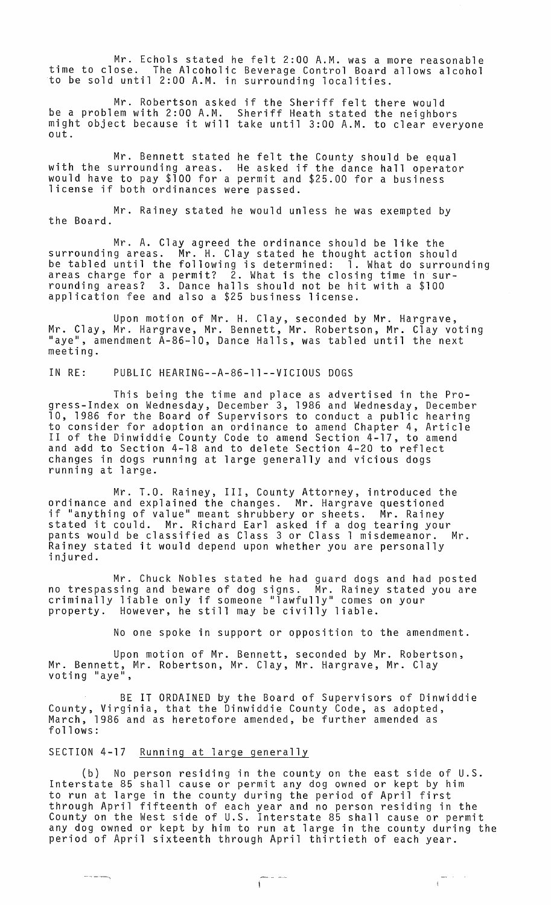Mr. Echols stated he felt 2:00 A.M. was a more reasonable time to close. The Alcoholic Beverage Control Board allows alcohol to be sold until 2:00 A.M. in surrounding localities.

Mr. Robertson asked if the Sheriff felt there would be a problem with 2:00 A.M. Sheriff Heath stated the neighbors might object because it will take until 3:00 A.M. to clear everyone out.

Mr. Bennett stated he felt the County should be equal with the surrounding areas. He asked if the dance hall operator would have to pay $100 for a permit and $25.00 for a business license if both ordinances were passed.

Mr. Rainey stated he would unless he was exempted by the Board.

Mr. A. Clay agreed the ordinance should be like the surrounding areas. Mr. H. Clay stated he thought action should be tabled until the following is determined: 1. What do surrounding areas charge for a permit? 2. What is the closing time in surrounding areas? 3. Dance halls should not be hit with a $100 application fee and also a $25 business license.

Upon motion of Mr. H. Clay, seconded by Mr. Hargrave, Mr. Clay, Mr. Hargrave, Mr. Bennett, Mr. Robertson, Mr. Clay voting "aye", amendment A-86-10, Dance Halls, was tabled until the next meeting.

IN RE: PUBLIC HEARING--A-86-11--VICIOUS DOGS

This being the time and place as advertised in the Progress-Index on Wednesday, December 3, 1986 and Wednesday, December 10, 1986 for the Board of Supervisors to conduct a public hearing to consider for adoption an ordinance to amend Chapter 4, Article II of the Dinwiddie County Code to amend Section 4-17, to amend and add to Section 4-18 and to delete Section 4-20 to reflect changes in dogs running at large generally and vicious dogs running at large.

Mr. T.O. Rainey, III, County Attorney, introduced the ordinance and explained the changes. Mr. Hargrave questioned if "anything of value" meant shrubbery or sheets. Mr. Rainey stated it could. Mr. Richard Earl asked if a dog tearing your pants would be classified as Class 3 or Class 1 misdemeanor. Mr. Rainey stated it would depend upon whether you are personally injured.

Mr. Chuck Nobles stated he had guard dogs and had posted no trespassing and beware of dog signs. Mr. Rainey stated you are criminally liable only if someone "lawfully" comes on your property. However, he still may be civilly liable.

No one spoke in support or opposition to the amendment.

Upon motion of Mr. Bennett, seconded by Mr. Robertson, Mr. Bennett, Mr. Robertson, Mr. Clay, Mr. Hargrave, Mr. Clay voting "aye",

BE IT ORDAINED by the Board of Supervisors of Dinwiddie County, Virginia, that the Dinwiddie County Code, as adopted, March, 1986 and as heretofore amended, be further amended as follows:

SECTION 4-17 Running at large generally

(b) No person residing in the county on the east side of U.S. Interstate 85 shall cause or permit any dog owned or kept by him to run at large in the county during the period of April first through April fifteenth of each year and no person residing in the County on the West side of U.S. Interstate 85 shall cause or permit any dog owned or kept by him to run at large in the county during the period of April sixteenth through April thirtieth of each year.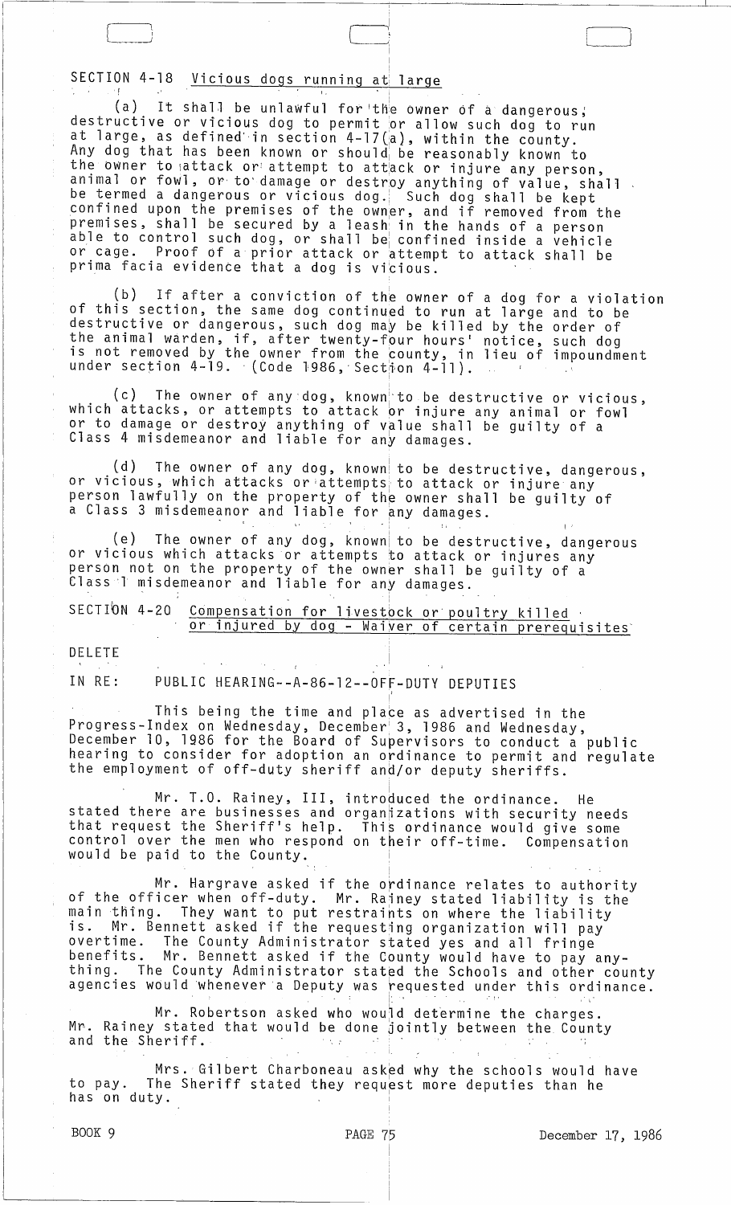SECTION 4-18 Vicious dogs running at large

(a) It shall be unlawful for the owner of a dangerous, destructive or vicious dog to permit or allow such dog to run at large, as defined in section 4-17(a), within the county. Any dog that has been known or should be reasonably known to the owner to attack or attempt to attack or injure any person, animal or fowl, or to damage or destroy anything of value, shall be termed a dangerous or vicious dog. Such dog shall be kept confined upon the premises of the owner, and if removed from the premises, shall be secured by a leash in the hands of a person able to control such dog, or shall be confined inside a vehicle or cage. Proof of a prior attack or attempt to attack shall be prima facia evidence that a dog is vicious.

(b) If after a conviction of the owner of a dog for a violation of this section, the same dog continued to run at large and to be destructive or dangerous, such dog may be killed by the order of the animal warden, if, after twenty-four hours' notice, such dog is not removed by the owner from the county, in lieu of impoundment under section 4-19. (Code 1986, Section 4-11).

(c) The owner of any dog, known to be destructive or vicious, which attacks, or attempts to attack or injure any animal or fowl or to damage or destroy anything of value shall be guilty of a Class 4 misdemeanor and liable for any damages.

(d) The owner of any dog, known to be destructive, dangerous, or vicious, which attacks or attempts to attack or injure any person lawfully on the property of the owner shall be guilty of a Class 3 misdemeanor and liable for any damages.

(e) The owner of any dog, known to be destructive, dangerous or vicious which attacks or attempts to attack or injures any person not on the property of the owner shall be guilty of a Class 1 misdemeanor and liable for any damages.

SECTION 4-20 Compensation for livestock or poultry killed or injured by dog - Waiver of certain prerequisites

DELETE

IN RE: PUBLIC HEARING--A-86-12--OFF-DUTY DEPUTIES

This being the time and place as advertised in the Progress-Index on Wednesday, December 3, 1986 and Wednesday, December 10, 1986 for the Board of Supervisors to conduct a public hearing to consider for adoption an ordinance to permit and regulate the employment of off-duty sheriff and/or deputy sheriffs.

Mr. T.O. Rainey, III, introduced the ordinance. He stated there are businesses and organizations with security needs that request the Sheriff's help. This ordinance would give some control over the men who respond on their off-time. Compensation would be paid to the County.

Mr. Hargrave asked if the ordinance relates to authority of the officer when off-duty. Mr. Rainey stated liability is the main thing. They want to put restraints on where the liability is. Mr. Bennett asked if the requesting organization will pay overtime. The County Administrator stated yes and all fringe benefits. Mr. Bennett asked if the County would have to pay anything. The County Administrator stated the Schools and other county agencies would whenever a Deputy was requested under this ordinance.

Mr. Robertson asked who would determine the charges. Mr. Rainey stated that would be done jointly between the County and the Sheriff.

Mrs. Gilbert Charboneau asked why the schools would have to pay. The Sheriff stated they request more deputies than he has on duty.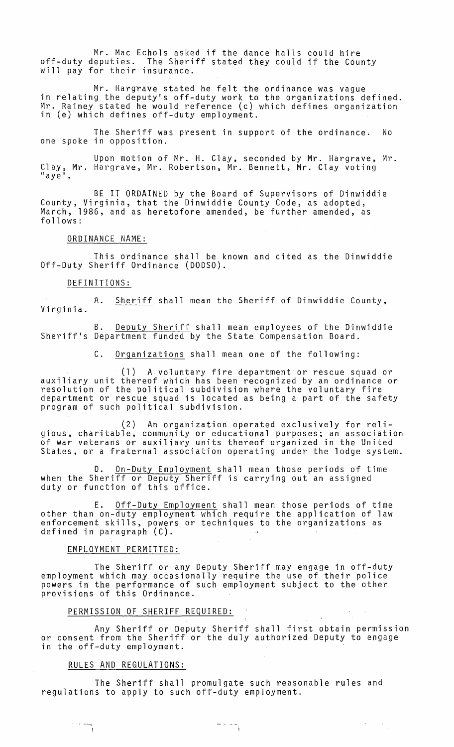Mr. Mac Echols asked if the dance halls could hire off-duty deputies. The Sheriff stated they could if the County will pay for their insurance.

Mr. Hargrave stated he felt the ordinance was vague in relating the deputy's off-duty work to the organizations defined. Mr. Rainey stated he would reference (c) which defines organization in (e) which defines off-duty employment.

The Sheriff was present in support of the ordinance. No one spoke in opposition.

Upon motion of Mr. H. Clay, seconded by Mr. Hargrave, Mr. Clay, Mr. Hargrave, Mr. Robertson, Mr. Bennett, Mr. Clay voting "aye",

BE IT ORDAINED by the Board of Supervisors of Dinwiddie County, Virginia, that the Dinwiddie County Code, as adopted, March, 1986, and as heretofore amended, be further amended, as follows:

ORDINANCE NAME:

This ordinance shall be known and cited as the Dinwiddie Off-Duty Sheriff Ordinance (DODSO).

DEFINITIONS:

A. Sheriff shall mean the Sheriff of Dinwiddie County, Virginia.

B. Deputy Sheriff shall mean employees of the Dinwiddie Sheriff's Department funded by the State Compensation Board.

C. Organizations shall mean one of the following:

(1) A voluntary fire department or rescue squad or auxiliary unit thereof which has been recognized by an ordinance or resolution of the political subdivision where the voluntary fire department or rescue squad is located as being a part of the safety program of such political subdivision.

(2) An organization operated exclusively for religious, charitable, community or educational purposes; an association of war veterans or auxiliary units thereof organized in the United States, or a fraternal association operating under the lodge system.

D. On-Duty Employment shall mean those periods of time when the Sheriff or Deputy Sheriff is carrying out an assigned duty or function of this office.

E. Off-Duty Employment shall mean those periods of time other than on-duty employment which require the application of law enforcement skills, powers or techniques to the organizations as defined in paragraph (C).

EMPLOYMENT PERMITTED:

The Sheriff or any Deputy Sheriff may engage in off-duty employment which may occasionally require the use of their police powers in the performance of such employment subject to the other provisions of this Ordinance.

PERMISSION OF SHERIFF REQUIRED:

Any Sheriff or Deputy Sheriff shall first obtain permission or consent from the Sheriff or the duly authorized Deputy to engage in the off-duty employment.

RULES AND REGULATIONS:

The Sheriff shall promulgate such reasonable rules and regulations to apply to such off-duty employment.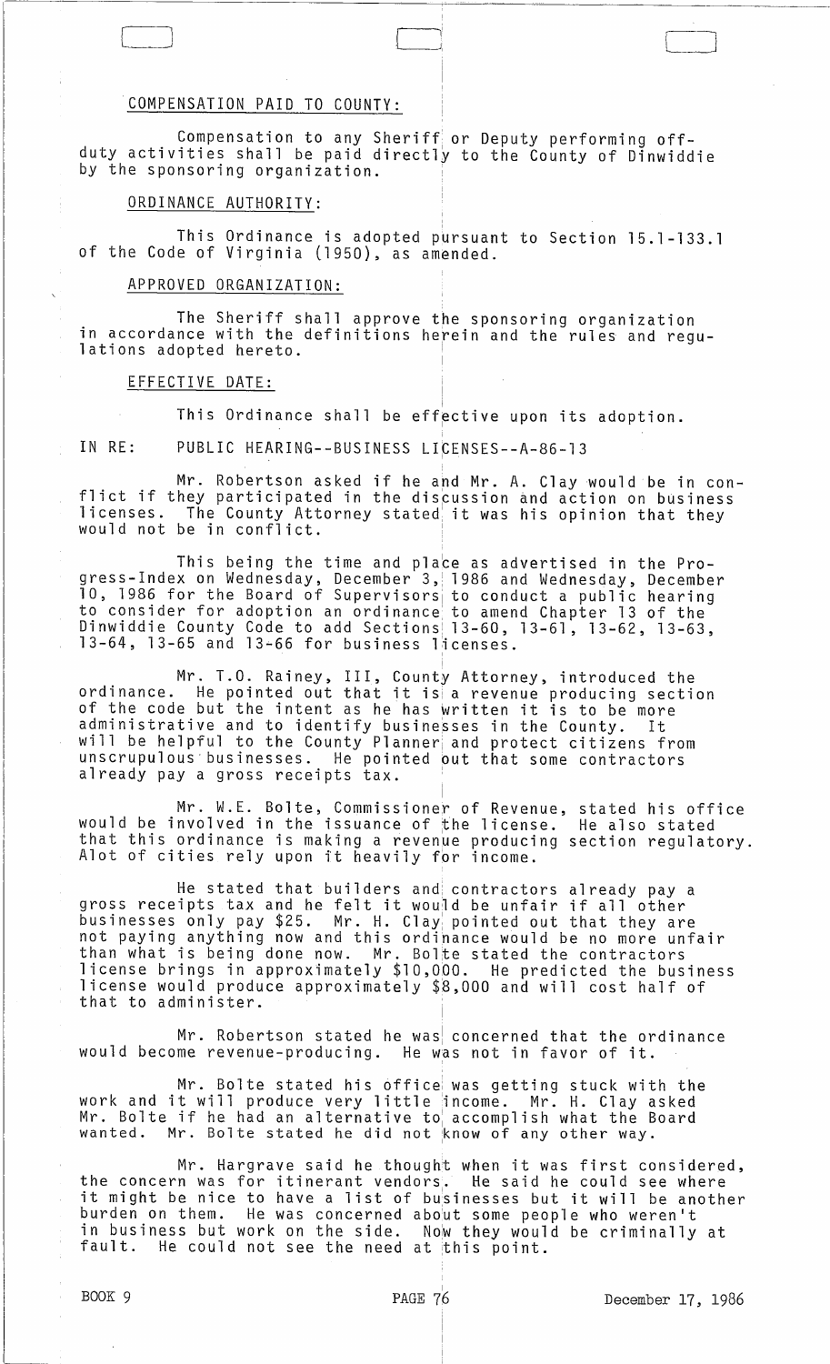COMPENSATION PAID TO COUNTY:

Compensation to any Sheriff or Deputy performing off-duty activities shall be paid directly to the County of Dinwiddie by the sponsoring organization.

ORDINANCE AUTHORITY:

This Ordinance is adopted pursuant to Section 15.1-133.1 of the Code of Virginia (1950), as amended.

APPROVED ORGANIZATION:

The Sheriff shall approve the sponsoring organization in accordance with the definitions herein and the rules and regulations adopted hereto.

EFFECTIVE DATE:

This Ordinance shall be effective upon its adoption.

IN RE: PUBLIC HEARING--BUSINESS LICENSES--A-86-13

Mr. Robertson asked if he and Mr. A. Clay would be in conflict if they participated in the discussion and action on business licenses. The County Attorney stated it was his opinion that they would not be in conflict.

This being the time and place as advertised in the Progress-Index on Wednesday, December 3, 1986 and Wednesday, December 10, 1986 for the Board of Supervisors to conduct a public hearing to consider for adoption an ordinance to amend Chapter 13 of the Dinwiddie County Code to add Sections 13-60, 13-61, 13-62, 13-63, 13-64, 13-65 and 13-66 for business licenses.

Mr. T.O. Rainey, III, County Attorney, introduced the ordinance. He pointed out that it is a revenue producing section of the code but the intent as he has written it is to be more administrative and to identify businesses in the County. It will be helpful to the County Planner and protect citizens from unscrupulous businesses. He pointed out that some contractors already pay a gross receipts tax.

Mr. W.E. Bolte, Commissioner of Revenue, stated his office would be involved in the issuance of the license. He also stated that this ordinance is making a revenue producing section regulatory. Alot of cities rely upon it heavily for income.

He stated that builders and contractors already pay a gross receipts tax and he felt it would be unfair if all other businesses only pay $25. Mr. H. Clay pointed out that they are not paying anything now and this ordinance would be no more unfair than what is being done now. Mr. Bolte stated the contractors license brings in approximately $10,000. He predicted the business license would produce approximately $8,000 and will cost half of that to administer.

Mr. Robertson stated he was concerned that the ordinance would become revenue-producing. He was not in favor of it.

Mr. Bolte stated his office was getting stuck with the work and it will produce very little income. Mr. H. Clay asked Mr. Bolte if he had an alternative to accomplish what the Board wanted. Mr. Bolte stated he did not know of any other way.

Mr. Hargrave said he thought when it was first considered, the concern was for itinerant vendors. He said he could see where it might be nice to have a list of businesses but it will be another burden on them. He was concerned about some people who weren't in business but work on the side. Now they would be criminally at fault. He could not see the need at this point.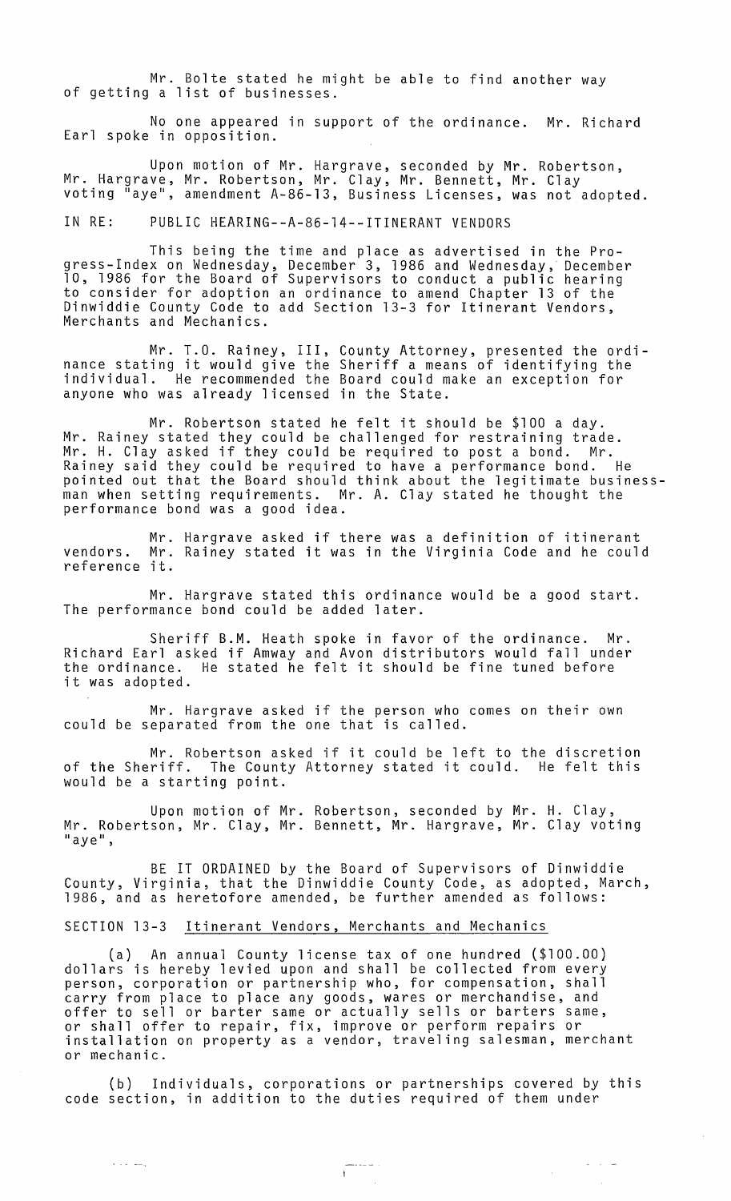Mr. Bolte stated he might be able to find another way of getting a list of businesses.

No one appeared in support of the ordinance. Mr. Richard Earl spoke in opposition.

Upon motion of Mr. Hargrave, seconded by Mr. Robertson, Mr. Hargrave, Mr. Robertson, Mr. Clay, Mr. Bennett, Mr. Clay voting "aye", amendment A-86-13, Business Licenses, was not adopted.

IN RE: PUBLIC HEARING--A-86-14--ITINERANT VENDORS

This being the time and place as advertised in the Progress-Index on Wednesday, December 3, 1986 and Wednesday, December 10, 1986 for the Board of Supervisors to conduct a public hearing to consider for adoption an ordinance to amend Chapter 13 of the Dinwiddie County Code to add Section 13-3 for Itinerant Vendors, Merchants and Mechanics.

Mr. T.O. Rainey, III, County Attorney, presented the ordinance stating it would give the Sheriff a means of identifying the individual. He recommended the Board could make an exception for anyone who was already licensed in the State.

Mr. Robertson stated he felt it should be \$100 a day. Mr. Rainey stated they could be challenged for restraining trade. Mr. H. Clay asked if they could be required to post a bond. Mr. Rainey said they could be required to have a performance bond. He pointed out that the Board should think about the legitimate businessman when setting requirements. Mr. A. Clay stated he thought the performance bond was a good idea.

Mr. Hargrave asked if there was a definition of itinerant vendors. Mr. Rainey stated it was in the Virginia Code and he could reference it.

Mr. Hargrave stated this ordinance would be a good start. The performance bond could be added later.

Sheriff B.M. Heath spoke in favor of the ordinance. Mr. Richard Earl asked if Amway and Avon distributors would fall under the ordinance. He stated he felt it should be fine tuned before it was adopted.

Mr. Hargrave asked if the person who comes on their own could be separated from the one that is called.

Mr. Robertson asked if it could be left to the discretion of the Sheriff. The County Attorney stated it could. He felt this would be a starting point.

Upon motion of Mr. Robertson, seconded by Mr. H. Clay, Mr. Robertson, Mr. Clay, Mr. Bennett, Mr. Hargrave, Mr. Clay voting "aye",

BE IT ORDAINED by the Board of Supervisors of Dinwiddie County, Virginia, that the Dinwiddie County Code, as adopted, March, 1986, and as heretofore amended, be further amended as follows:

SECTION 13-3 Itinerant Vendors, Merchants and Mechanics

(a) An annual County license tax of one hundred (\$100.00) dollars is hereby levied upon and shall be collected from every person, corporation or partnership who, for compensation, shall carry from place to place any goods, wares or merchandise, and offer to sell or barter same or actually sells or barters same, or shall offer to repair, fix, improve or perform repairs or installation on property as a vendor, traveling salesman, merchant or mechanic.

(b) Individuals, corporations or partnerships covered by this code section, in addition to the duties required of them under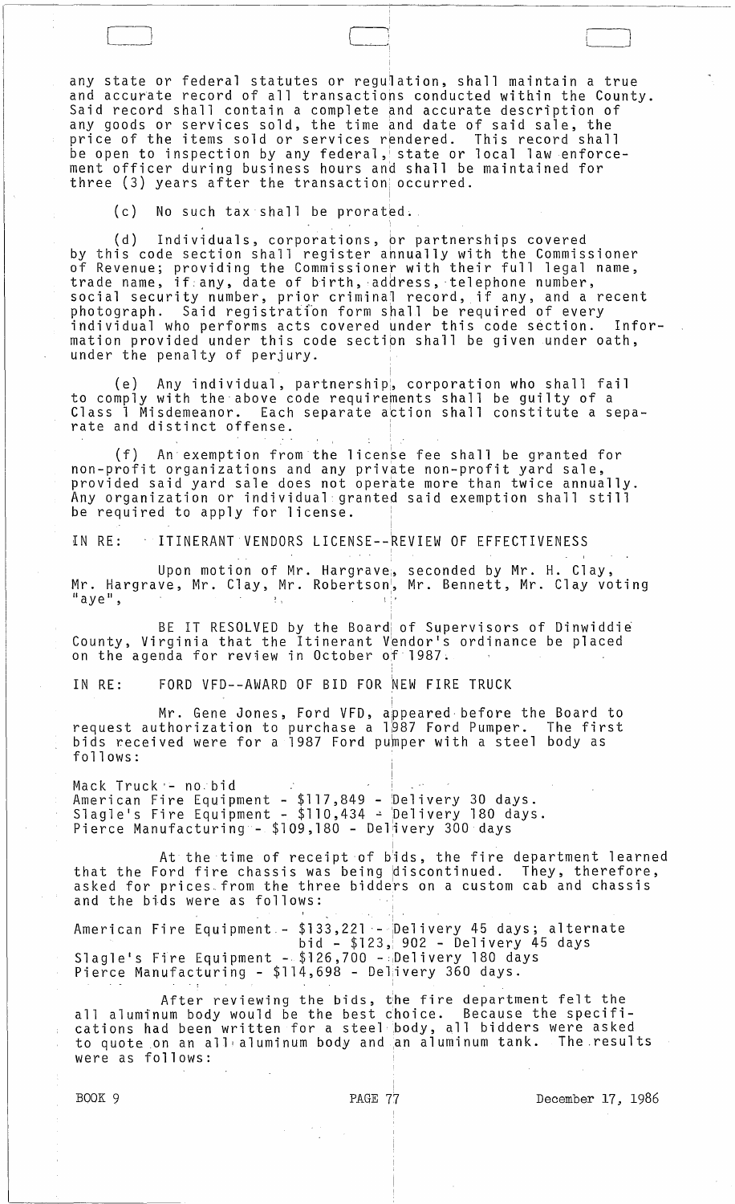any state or federal statutes or regulation, shall maintain a true and accurate record of all transactions conducted within the County. Said record shall contain a complete and accurate description of any goods or services sold, the time and date of said sale, the price of the items sold or services rendered. This record shall be open to inspection by any federal, state or local law enforcement officer during business hours and shall be maintained for three (3) years after the transaction occurred.

(c) No such tax shall be prorated.

(d) Individuals, corporations, or partnerships covered by this code section shall register annually with the Commissioner of Revenue; providing the Commissioner with their full legal name, trade name, if any, date of birth, address, telephone number, social security number, prior criminal record, if any, and a recent photograph. Said registration form shall be required of every individual who performs acts covered under this code section. Information provided under this code section shall be given under oath, under the penalty of perjury.

(e) Any individual, partnership, corporation who shall fail to comply with the above code requirements shall be guilty of a Class 1 Misdemeanor. Each separate action shall constitute a separate and distinct offense.

(f) An exemption from the license fee shall be granted for non-profit organizations and any private non-profit yard sale, provided said yard sale does not operate more than twice annually. Any organization or individual granted said exemption shall still be required to apply for license.

IN RE: ITINERANT VENDORS LICENSE--REVIEW OF EFFECTIVENESS

Upon motion of Mr. Hargrave, seconded by Mr. H. Clay, Mr. Hargrave, Mr. Clay, Mr. Robertson, Mr. Bennett, Mr. Clay voting "aye",

BE IT RESOLVED by the Board of Supervisors of Dinwiddie County, Virginia that the Itinerant Vendor's ordinance be placed on the agenda for review in October of 1987.

IN RE: FORD VFD--AWARD OF BID FOR NEW FIRE TRUCK

Mr. Gene Jones, Ford VFD, appeared before the Board to request authorization to purchase a 1987 Ford Pumper. The first bids received were for a 1987 Ford pumper with a steel body as follows:

Mack Truck - no bid
American Fire Equipment - $117,849 - Delivery 30 days.
Slagle's Fire Equipment - $110,434 - Delivery 180 days.
Pierce Manufacturing - $109,180 - Delivery 300 days

At the time of receipt of bids, the fire department learned that the Ford fire chassis was being discontinued. They, therefore, asked for prices from the three bidders on a custom cab and chassis and the bids were as follows:

American Fire Equipment - $133,221 - Delivery 45 days; alternate bid - $123,902 - Delivery 45 days
Slagle's Fire Equipment - $126,700 - Delivery 180 days
Pierce Manufacturing - $114,698 - Delivery 360 days.

After reviewing the bids, the fire department felt the all aluminum body would be the best choice. Because the specifications had been written for a steel body, all bidders were asked to quote on an all aluminum body and an aluminum tank. The results were as follows: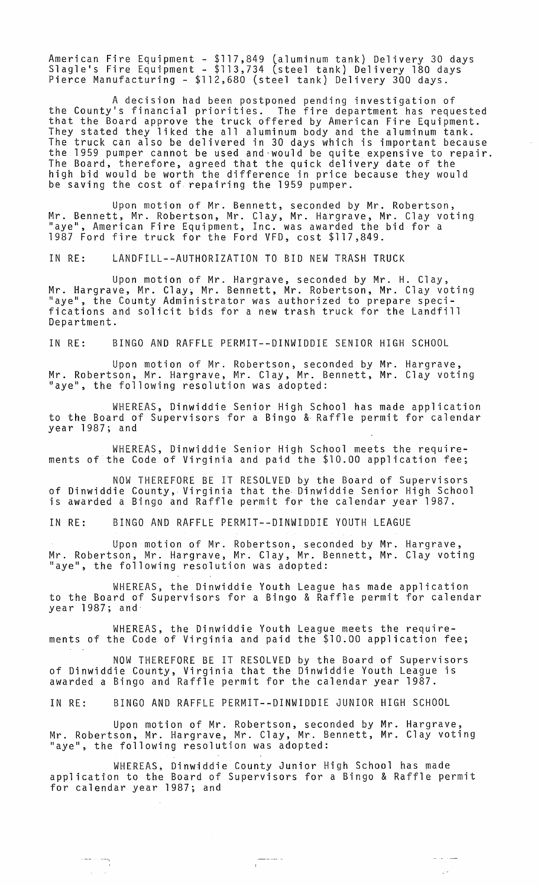American Fire Equipment - $117,849 (aluminum tank) Delivery 30 days
Slagle's Fire Equipment - $113,734 (steel tank) Delivery 180 days
Pierce Manufacturing - $112,680 (steel tank) Delivery 300 days.

A decision had been postponed pending investigation of the County's financial priorities. The fire department has requested that the Board approve the truck offered by American Fire Equipment. They stated they liked the all aluminum body and the aluminum tank. The truck can also be delivered in 30 days which is important because the 1959 pumper cannot be used and would be quite expensive to repair. The Board, therefore, agreed that the quick delivery date of the high bid would be worth the difference in price because they would be saving the cost of repairing the 1959 pumper.

Upon motion of Mr. Bennett, seconded by Mr. Robertson, Mr. Bennett, Mr. Robertson, Mr. Clay, Mr. Hargrave, Mr. Clay voting "aye", American Fire Equipment, Inc. was awarded the bid for a 1987 Ford fire truck for the Ford VFD, cost $117,849.

IN RE: LANDFILL--AUTHORIZATION TO BID NEW TRASH TRUCK

Upon motion of Mr. Hargrave, seconded by Mr. H. Clay, Mr. Hargrave, Mr. Clay, Mr. Bennett, Mr. Robertson, Mr. Clay voting "aye", the County Administrator was authorized to prepare specifications and solicit bids for a new trash truck for the Landfill Department.

IN RE: BINGO AND RAFFLE PERMIT--DINWIDDIE SENIOR HIGH SCHOOL

Upon motion of Mr. Robertson, seconded by Mr. Hargrave, Mr. Robertson, Mr. Hargrave, Mr. Clay, Mr. Bennett, Mr. Clay voting "aye", the following resolution was adopted:

WHEREAS, Dinwiddie Senior High School has made application to the Board of Supervisors for a Bingo & Raffle permit for calendar year 1987; and

WHEREAS, Dinwiddie Senior High School meets the requirements of the Code of Virginia and paid the $10.00 application fee;

NOW THEREFORE BE IT RESOLVED by the Board of Supervisors of Dinwiddie County, Virginia that the Dinwiddie Senior High School is awarded a Bingo and Raffle permit for the calendar year 1987.

IN RE: BINGO AND RAFFLE PERMIT--DINWIDDIE YOUTH LEAGUE

Upon motion of Mr. Robertson, seconded by Mr. Hargrave, Mr. Robertson, Mr. Hargrave, Mr. Clay, Mr. Bennett, Mr. Clay voting "aye", the following resolution was adopted:

WHEREAS, the Dinwiddie Youth League has made application to the Board of Supervisors for a Bingo & Raffle permit for calendar year 1987; and

WHEREAS, the Dinwiddie Youth League meets the requirements of the Code of Virginia and paid the $10.00 application fee;

NOW THEREFORE BE IT RESOLVED by the Board of Supervisors of Dinwiddie County, Virginia that the Dinwiddie Youth League is awarded a Bingo and Raffle permit for the calendar year 1987.

IN RE: BINGO AND RAFFLE PERMIT--DINWIDDIE JUNIOR HIGH SCHOOL

Upon motion of Mr. Robertson, seconded by Mr. Hargrave, Mr. Robertson, Mr. Hargrave, Mr. Clay, Mr. Bennett, Mr. Clay voting "aye", the following resolution was adopted:

WHEREAS, Dinwiddie County Junior High School has made application to the Board of Supervisors for a Bingo & Raffle permit for calendar year 1987; and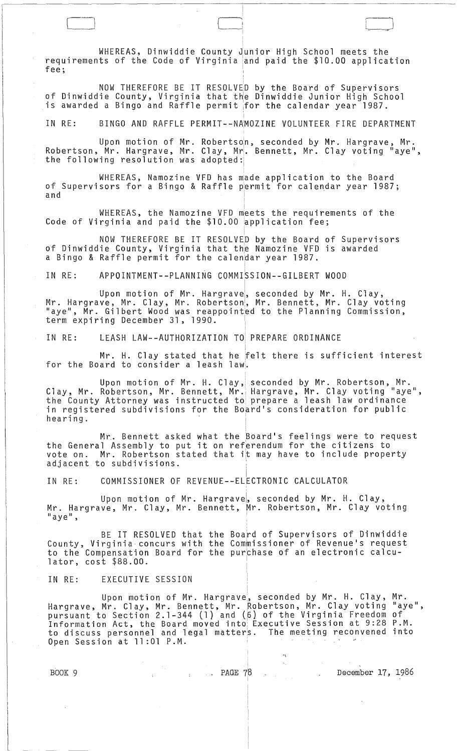WHEREAS, Dinwiddie County Junior High School meets the requirements of the Code of Virginia and paid the $10.00 application fee;

NOW THEREFORE BE IT RESOLVED by the Board of Supervisors of Dinwiddie County, Virginia that the Dinwiddie Junior High School is awarded a Bingo and Raffle permit for the calendar year 1987.

IN RE: BINGO AND RAFFLE PERMIT--NAMOZINE VOLUNTEER FIRE DEPARTMENT

Upon motion of Mr. Robertson, seconded by Mr. Hargrave, Mr. Robertson, Mr. Hargrave, Mr. Clay, Mr. Bennett, Mr. Clay voting "aye", the following resolution was adopted:

WHEREAS, Namozine VFD has made application to the Board of Supervisors for a Bingo & Raffle permit for calendar year 1987; and

WHEREAS, the Namozine VFD meets the requirements of the Code of Virginia and paid the $10.00 application fee;

NOW THEREFORE BE IT RESOLVED by the Board of Supervisors of Dinwiddie County, Virginia that the Namozine VFD is awarded a Bingo & Raffle permit for the calendar year 1987.

IN RE: APPOINTMENT--PLANNING COMMISSION--GILBERT WOOD

Upon motion of Mr. Hargrave, seconded by Mr. H. Clay, Mr. Hargrave, Mr. Clay, Mr. Robertson, Mr. Bennett, Mr. Clay voting "aye", Mr. Gilbert Wood was reappointed to the Planning Commission, term expiring December 31, 1990.

IN RE: LEASH LAW--AUTHORIZATION TO PREPARE ORDINANCE

Mr. H. Clay stated that he felt there is sufficient interest for the Board to consider a leash law.

Upon motion of Mr. H. Clay, seconded by Mr. Robertson, Mr. Clay, Mr. Robertson, Mr. Bennett, Mr. Hargrave, Mr. Clay voting "aye", the County Attorney was instructed to prepare a leash law ordinance in registered subdivisions for the Board's consideration for public hearing.

Mr. Bennett asked what the Board's feelings were to request the General Assembly to put it on referendum for the citizens to vote on. Mr. Robertson stated that it may have to include property adjacent to subdivisions.

IN RE: COMMISSIONER OF REVENUE--ELECTRONIC CALCULATOR

Upon motion of Mr. Hargrave, seconded by Mr. H. Clay, Mr. Hargrave, Mr. Clay, Mr. Bennett, Mr. Robertson, Mr. Clay voting "aye",

BE IT RESOLVED that the Board of Supervisors of Dinwiddie County, Virginia concurs with the Commissioner of Revenue's request to the Compensation Board for the purchase of an electronic calculator, cost $88.00.

IN RE: EXECUTIVE SESSION

Upon motion of Mr. Hargrave, seconded by Mr. H. Clay, Mr. Hargrave, Mr. Clay, Mr. Bennett, Mr. Robertson, Mr. Clay voting "aye", pursuant to Section 2.1-344 (1) and (6) of the Virginia Freedom of Information Act, the Board moved into Executive Session at 9:28 P.M. to discuss personnel and legal matters. The meeting reconvened into Open Session at 11:01 P.M.

BOOK 9 PAGE 78 December 17, 1986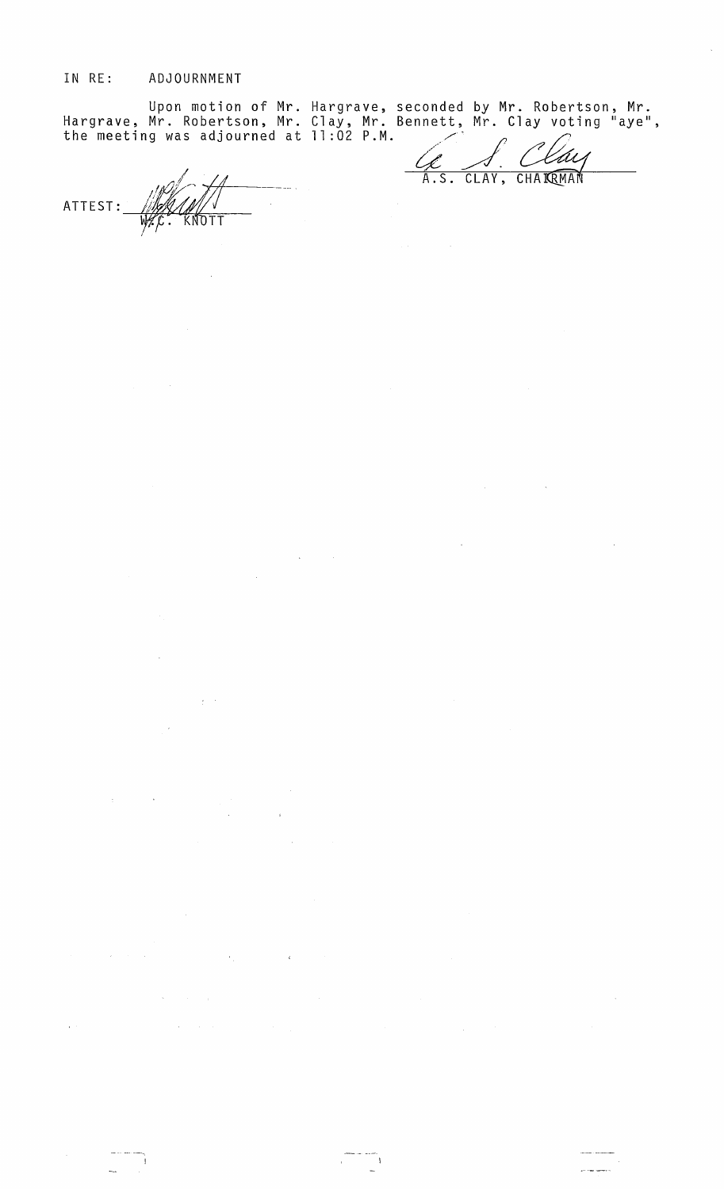IN RE: ADJOURNMENT

Upon motion of Mr. Hargrave, seconded by Mr. Robertson, Mr. Hargrave, Mr. Robertson, Mr. Clay, Mr. Bennett, Mr. Clay voting "aye", the meeting was adjourned at 11:02 P.M.

A.S. CLAY, CHAIRMAN

ATTEST: W.C. KNOTT